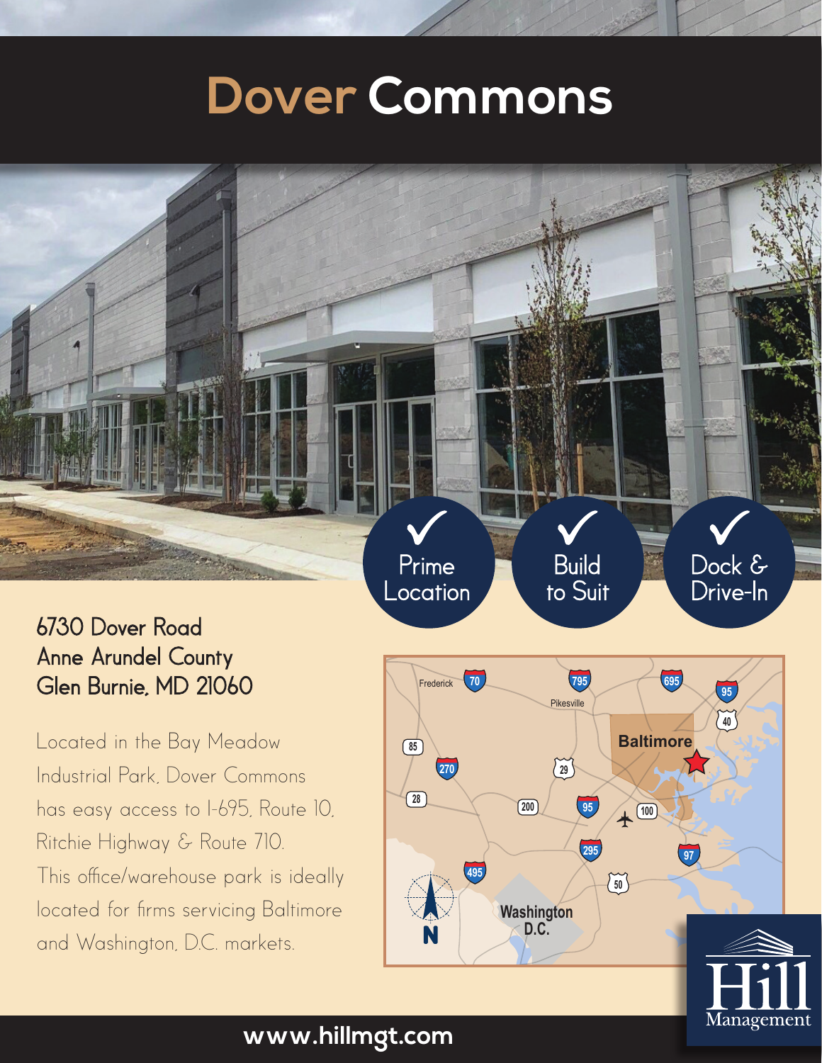# Dover Commons

✓ Prime Location

✓ Build to Suit

✓ Dock & Drive-In

**6730 Dover Road**
**Anne Arundel County**
**Glen Burnie, MD 21060**

Located in the Bay Meadow Industrial Park, Dover Commons has easy access to I-695, Route 10, Ritchie Highway & Route 710. This office/warehouse park is ideally located for firms servicing Baltimore and Washington, D.C. markets.

Hill Management

**www.hillmgt.com**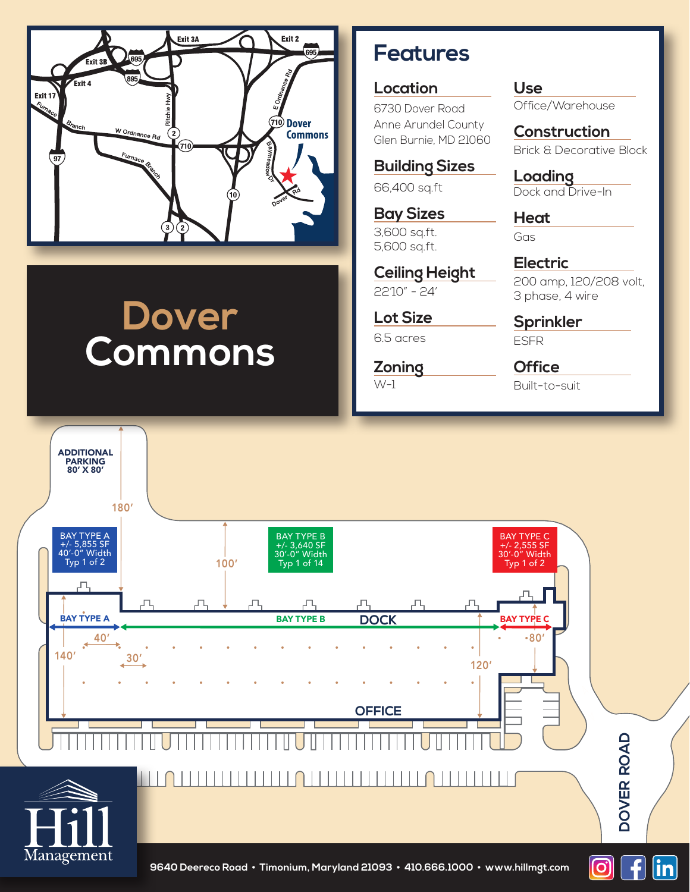Exit 3A
Exit 2
695
Exit 3B
695
895
Exit 4
Exit 17
Furnace Branch
W Ordnance Rd
Ritchie Hwy
2
710
E Ordnance Rd
710 Dover Commons
97
Furnace Branch
Baymeadow Dr
Dover Rd
10
3 2

# Dover Commons

## Features

### Location
6730 Dover Road
Anne Arundel County
Glen Burnie, MD 21060

### Building Sizes
66,400 sq.ft

### Bay Sizes
3,600 sq.ft.
5,600 sq.ft.

### Ceiling Height
22'10" - 24'

### Lot Size
6.5 acres

### Zoning
W-1

### Use
Office/Warehouse

### Construction
Brick & Decorative Block

### Loading
Dock and Drive-In

### Heat
Gas

### Electric
200 amp, 120/208 volt, 3 phase, 4 wire

### Sprinkler
ESFR

### Office
Built-to-suit

ADDITIONAL PARKING 80' X 80'
180'

BAY TYPE A
+/- 5,855 SF
40'-0" Width
Typ 1 of 2

100'

BAY TYPE B
+/- 3,640 SF
30'-0" Width
Typ 1 of 14

BAY TYPE C
+/- 2,555 SF
30'-0" Width
Typ 1 of 2

BAY TYPE A
BAY TYPE B
DOCK
BAY TYPE C
40'
140'
30'
80'
120'
OFFICE
DOVER ROAD

Hill Management

9640 Deereco Road • Timonium, Maryland 21093 • 410.666.1000 • www.hillmgt.com